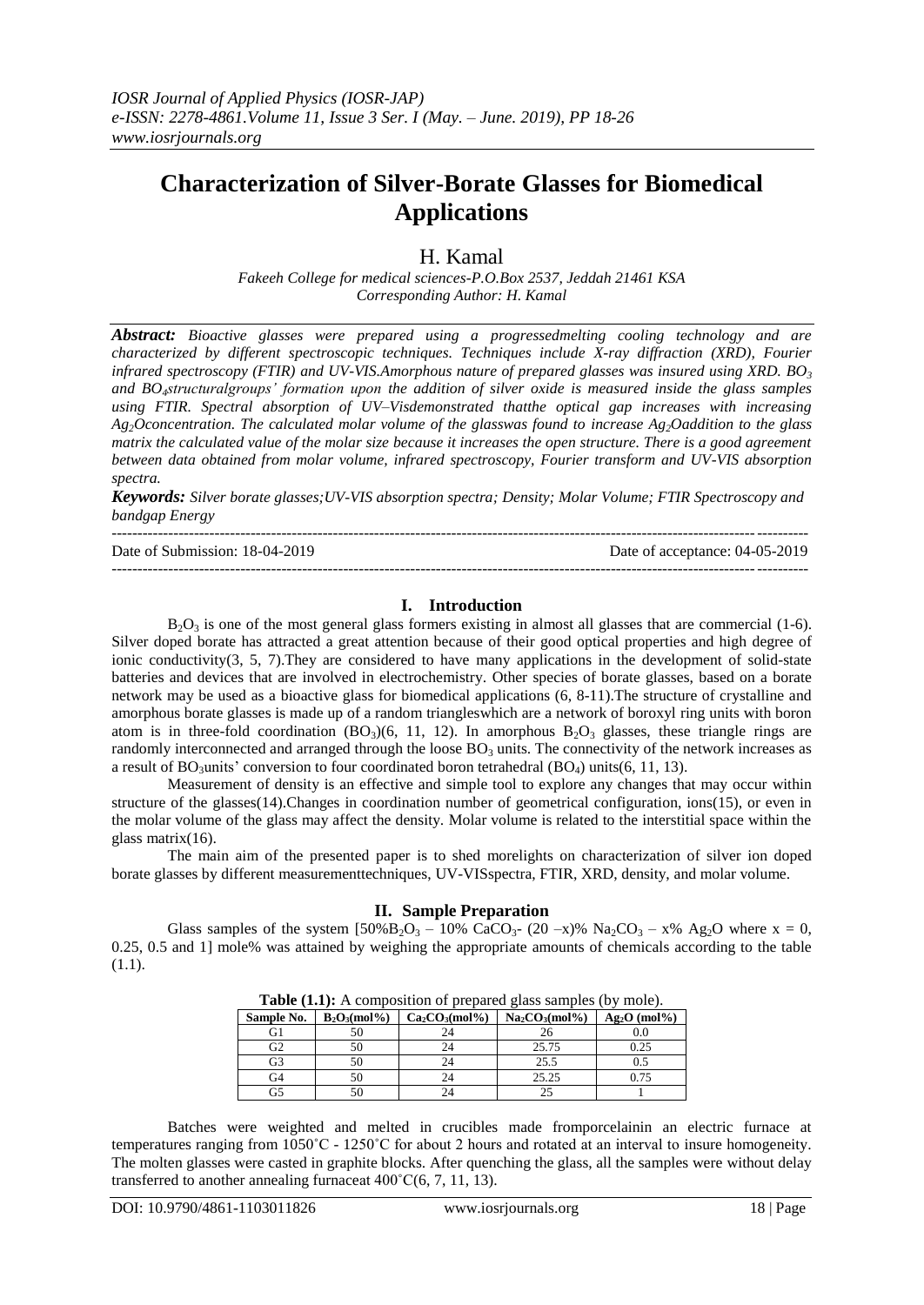*IOSR Journal of Applied Physics (IOSR-JAP)*
*e-ISSN: 2278-4861.Volume 11, Issue 3 Ser. I (May. – June. 2019), PP 18-26*
*www.iosrjournals.org*

# Characterization of Silver-Borate Glasses for Biomedical Applications

H. Kamal

*Fakeeh College for medical sciences-P.O.Box 2537, Jeddah 21461 KSA*
*Corresponding Author: H. Kamal*

***Abstract:*** *Bioactive glasses were prepared using a progressedmelting cooling technology and are characterized by different spectroscopic techniques. Techniques include X-ray diffraction (XRD), Fourier infrared spectroscopy (FTIR) and UV-VIS.Amorphous nature of prepared glasses was insured using XRD. $BO_3$ and $BO_4$structuralgroups' formation upon the addition of silver oxide is measured inside the glass samples using FTIR. Spectral absorption of UV–Visdemonstrated thatthe optical gap increases with increasing $Ag_2O$concentration. The calculated molar volume of the glasswas found to increase $Ag_2O$addition to the glass matrix the calculated value of the molar size because it increases the open structure. There is a good agreement between data obtained from molar volume, infrared spectroscopy, Fourier transform and UV-VIS absorption spectra.*

***Keywords:*** *Silver borate glasses;UV-VIS absorption spectra; Density; Molar Volume; FTIR Spectroscopy and bandgap Energy*

---

Date of Submission: 18-04-2019 — Date of acceptance: 04-05-2019

---

## I. Introduction

$B_2O_3$ is one of the most general glass formers existing in almost all glasses that are commercial (1-6). Silver doped borate has attracted a great attention because of their good optical properties and high degree of ionic conductivity(3, 5, 7).They are considered to have many applications in the development of solid-state batteries and devices that are involved in electrochemistry. Other species of borate glasses, based on a borate network may be used as a bioactive glass for biomedical applications (6, 8-11).The structure of crystalline and amorphous borate glasses is made up of a random triangleswhich are a network of boroxyl ring units with boron atom is in three-fold coordination ($BO_3$)(6, 11, 12). In amorphous $B_2O_3$ glasses, these triangle rings are randomly interconnected and arranged through the loose $BO_3$ units. The connectivity of the network increases as a result of $BO_3$units' conversion to four coordinated boron tetrahedral ($BO_4$) units(6, 11, 13).

Measurement of density is an effective and simple tool to explore any changes that may occur within structure of the glasses(14).Changes in coordination number of geometrical configuration, ions(15), or even in the molar volume of the glass may affect the density. Molar volume is related to the interstitial space within the glass matrix(16).

The main aim of the presented paper is to shed morelights on characterization of silver ion doped borate glasses by different measurementtechniques, UV-VISspectra, FTIR, XRD, density, and molar volume.

## II. Sample Preparation

Glass samples of the system [50%$B_2O_3$ – 10% $CaCO_3$- (20 –x)% $Na_2CO_3$ – x% $Ag_2O$ where x = 0, 0.25, 0.5 and 1] mole% was attained by weighing the appropriate amounts of chemicals according to the table (1.1).

**Table (1.1):** A composition of prepared glass samples (by mole).

| Sample No. | $B_2O_3$(mol%) | $Ca_2CO_3$(mol%) | $Na_2CO_3$(mol%) | $Ag_2O$ (mol%) |
|---|---|---|---|---|
| G1 | 50 | 24 | 26 | 0.0 |
| G2 | 50 | 24 | 25.75 | 0.25 |
| G3 | 50 | 24 | 25.5 | 0.5 |
| G4 | 50 | 24 | 25.25 | 0.75 |
| G5 | 50 | 24 | 25 | 1 |

Batches were weighted and melted in crucibles made fromporcelainin an electric furnace at temperatures ranging from 1050˚C - 1250˚C for about 2 hours and rotated at an interval to insure homogeneity. The molten glasses were casted in graphite blocks. After quenching the glass, all the samples were without delay transferred to another annealing furnaceat 400˚C(6, 7, 11, 13).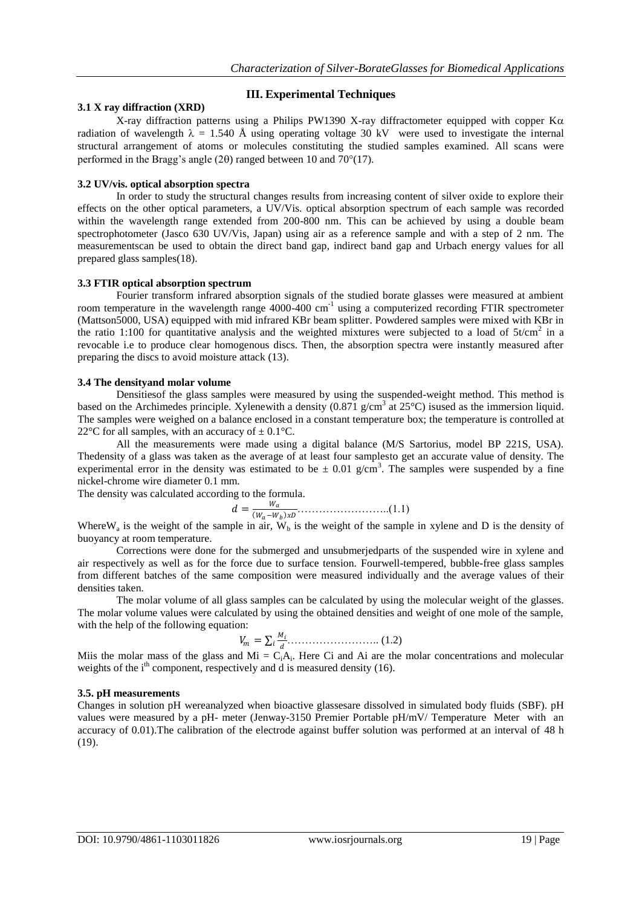## III. Experimental Techniques

### 3.1 X ray diffraction (XRD)

X-ray diffraction patterns using a Philips PW1390 X-ray diffractometer equipped with copper $K\alpha$ radiation of wavelength $\lambda = 1.540$ Å using operating voltage 30 kV were used to investigate the internal structural arrangement of atoms or molecules constituting the studied samples examined. All scans were performed in the Bragg's angle ($2\theta$) ranged between 10 and 70°(17).

### 3.2 UV/vis. optical absorption spectra

In order to study the structural changes results from increasing content of silver oxide to explore their effects on the other optical parameters, a UV/Vis. optical absorption spectrum of each sample was recorded within the wavelength range extended from 200-800 nm. This can be achieved by using a double beam spectrophotometer (Jasco 630 UV/Vis, Japan) using air as a reference sample and with a step of 2 nm. The measurementscan be used to obtain the direct band gap, indirect band gap and Urbach energy values for all prepared glass samples(18).

### 3.3 FTIR optical absorption spectrum

Fourier transform infrared absorption signals of the studied borate glasses were measured at ambient room temperature in the wavelength range 4000-400 $cm^{-1}$ using a computerized recording FTIR spectrometer (Mattson5000, USA) equipped with mid infrared KBr beam splitter. Powdered samples were mixed with KBr in the ratio 1:100 for quantitative analysis and the weighted mixtures were subjected to a load of $5t/cm^2$ in a revocable i.e to produce clear homogenous discs. Then, the absorption spectra were instantly measured after preparing the discs to avoid moisture attack (13).

### 3.4 The densityand molar volume

Densitiesof the glass samples were measured by using the suspended-weight method. This method is based on the Archimedes principle. Xylenewith a density (0.871 $g/cm^3$ at 25°C) isused as the immersion liquid. The samples were weighed on a balance enclosed in a constant temperature box; the temperature is controlled at 22°C for all samples, with an accuracy of ± 0.1°C.

All the measurements were made using a digital balance (M/S Sartorius, model BP 221S, USA). Thedensity of a glass was taken as the average of at least four samplesto get an accurate value of density. The experimental error in the density was estimated to be ± 0.01 $g/cm^3$. The samples were suspended by a fine nickel-chrome wire diameter 0.1 mm.

The density was calculated according to the formula.

$$d = \frac{W_a}{(W_a - W_b)xD} \text{……………………..(1.1)}$$

Where$W_a$ is the weight of the sample in air, $W_b$ is the weight of the sample in xylene and D is the density of buoyancy at room temperature.

Corrections were done for the submerged and unsubmerjedparts of the suspended wire in xylene and air respectively as well as for the force due to surface tension. Fourwell-tempered, bubble-free glass samples from different batches of the same composition were measured individually and the average values of their densities taken.

The molar volume of all glass samples can be calculated by using the molecular weight of the glasses. The molar volume values were calculated by using the obtained densities and weight of one mole of the sample, with the help of the following equation:

$$V_m = \sum_i \frac{M_i}{d} \text{…………………….. (1.2)}$$

Miis the molar mass of the glass and $M_i = C_iA_i$. Here Ci and Ai are the molar concentrations and molecular weights of the $i^{th}$ component, respectively and d is measured density (16).

### 3.5. pH measurements

Changes in solution pH wereanalyzed when bioactive glassesare dissolved in simulated body fluids (SBF). pH values were measured by a pH- meter (Jenway-3150 Premier Portable pH/mV/ Temperature Meter with an accuracy of 0.01).The calibration of the electrode against buffer solution was performed at an interval of 48 h (19).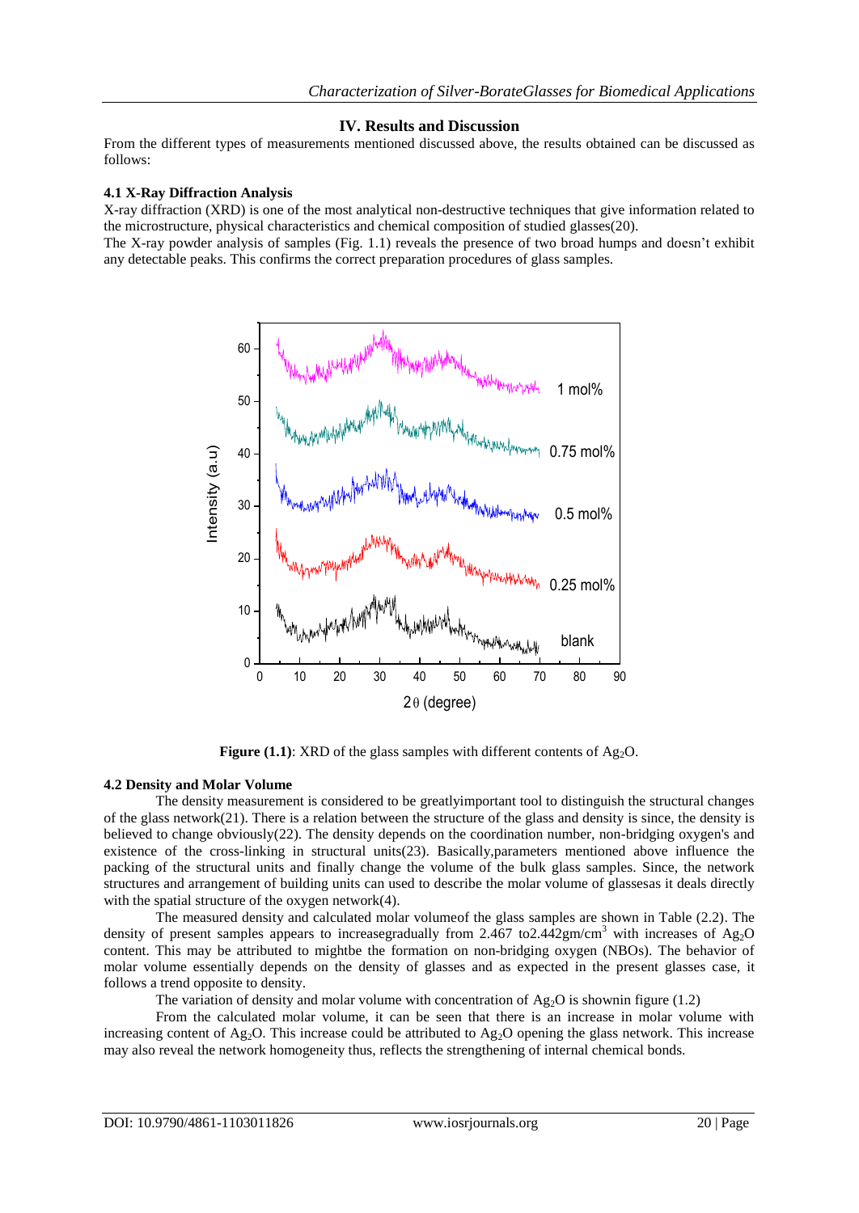## IV. Results and Discussion

From the different types of measurements mentioned discussed above, the results obtained can be discussed as follows:

### 4.1 X-Ray Diffraction Analysis

X-ray diffraction (XRD) is one of the most analytical non-destructive techniques that give information related to the microstructure, physical characteristics and chemical composition of studied glasses(20).

The X-ray powder analysis of samples (Fig. 1.1) reveals the presence of two broad humps and doesn't exhibit any detectable peaks. This confirms the correct preparation procedures of glass samples.

**Figure (1.1)**: XRD of the glass samples with different contents of $Ag_2O$.

### 4.2 Density and Molar Volume

The density measurement is considered to be greatlyimportant tool to distinguish the structural changes of the glass network(21). There is a relation between the structure of the glass and density is since, the density is believed to change obviously(22). The density depends on the coordination number, non-bridging oxygen's and existence of the cross-linking in structural units(23). Basically,parameters mentioned above influence the packing of the structural units and finally change the volume of the bulk glass samples. Since, the network structures and arrangement of building units can used to describe the molar volume of glassesas it deals directly with the spatial structure of the oxygen network(4).

The measured density and calculated molar volumeof the glass samples are shown in Table (2.2). The density of present samples appears to increasegradually from 2.467 to2.442gm/cm$^3$ with increases of $Ag_2O$ content. This may be attributed to mightbe the formation on non-bridging oxygen (NBOs). The behavior of molar volume essentially depends on the density of glasses and as expected in the present glasses case, it follows a trend opposite to density.

The variation of density and molar volume with concentration of $Ag_2O$ is shownin figure (1.2)

From the calculated molar volume, it can be seen that there is an increase in molar volume with increasing content of $Ag_2O$. This increase could be attributed to $Ag_2O$ opening the glass network. This increase may also reveal the network homogeneity thus, reflects the strengthening of internal chemical bonds.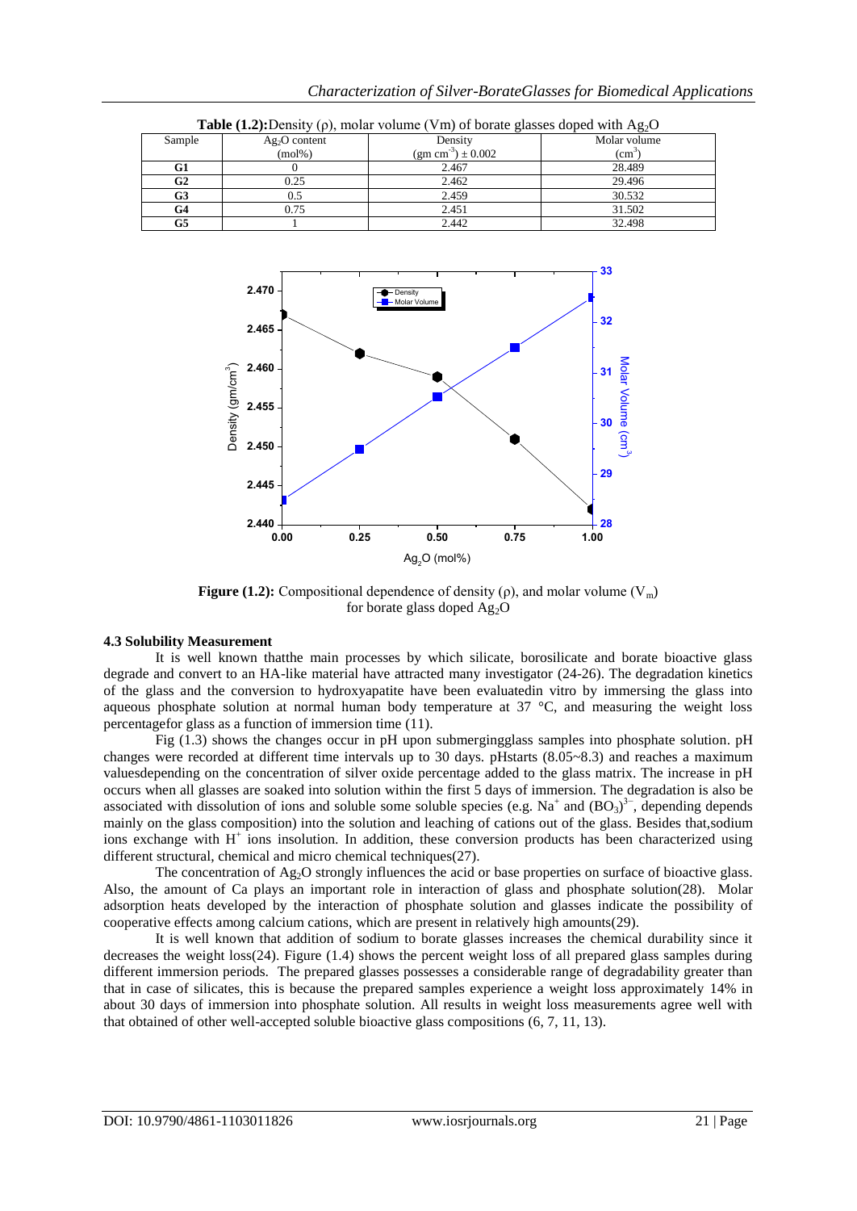**Table (1.2):** Density (ρ), molar volume (Vm) of borate glasses doped with $Ag_2O$

| Sample | $Ag_2O$ content (mol%) | Density $(gm\ cm^{-3}) \pm 0.002$ | Molar volume $(cm^3)$ |
|---|---|---|---|
| **G1** | 0 | 2.467 | 28.489 |
| **G2** | 0.25 | 2.462 | 29.496 |
| **G3** | 0.5 | 2.459 | 30.532 |
| **G4** | 0.75 | 2.451 | 31.502 |
| **G5** | 1 | 2.442 | 32.498 |

**Figure (1.2):** Compositional dependence of density (ρ), and molar volume ($V_m$) for borate glass doped $Ag_2O$

### 4.3 Solubility Measurement

It is well known thatthe main processes by which silicate, borosilicate and borate bioactive glass degrade and convert to an HA-like material have attracted many investigator (24-26). The degradation kinetics of the glass and the conversion to hydroxyapatite have been evaluatedin vitro by immersing the glass into aqueous phosphate solution at normal human body temperature at 37 °C, and measuring the weight loss percentagefor glass as a function of immersion time (11).

Fig (1.3) shows the changes occur in pH upon submergingglass samples into phosphate solution. pH changes were recorded at different time intervals up to 30 days. pHstarts (8.05~8.3) and reaches a maximum valuesdepending on the concentration of silver oxide percentage added to the glass matrix. The increase in pH occurs when all glasses are soaked into solution within the first 5 days of immersion. The degradation is also be associated with dissolution of ions and soluble some soluble species (e.g. $Na^+$ and $(BO_3)^{3-}$, depending depends mainly on the glass composition) into the solution and leaching of cations out of the glass. Besides that,sodium ions exchange with $H^+$ ions insolution. In addition, these conversion products has been characterized using different structural, chemical and micro chemical techniques(27).

The concentration of $Ag_2O$ strongly influences the acid or base properties on surface of bioactive glass. Also, the amount of Ca plays an important role in interaction of glass and phosphate solution(28). Molar adsorption heats developed by the interaction of phosphate solution and glasses indicate the possibility of cooperative effects among calcium cations, which are present in relatively high amounts(29).

It is well known that addition of sodium to borate glasses increases the chemical durability since it decreases the weight loss(24). Figure (1.4) shows the percent weight loss of all prepared glass samples during different immersion periods. The prepared glasses possesses a considerable range of degradability greater than that in case of silicates, this is because the prepared samples experience a weight loss approximately 14% in about 30 days of immersion into phosphate solution. All results in weight loss measurements agree well with that obtained of other well-accepted soluble bioactive glass compositions (6, 7, 11, 13).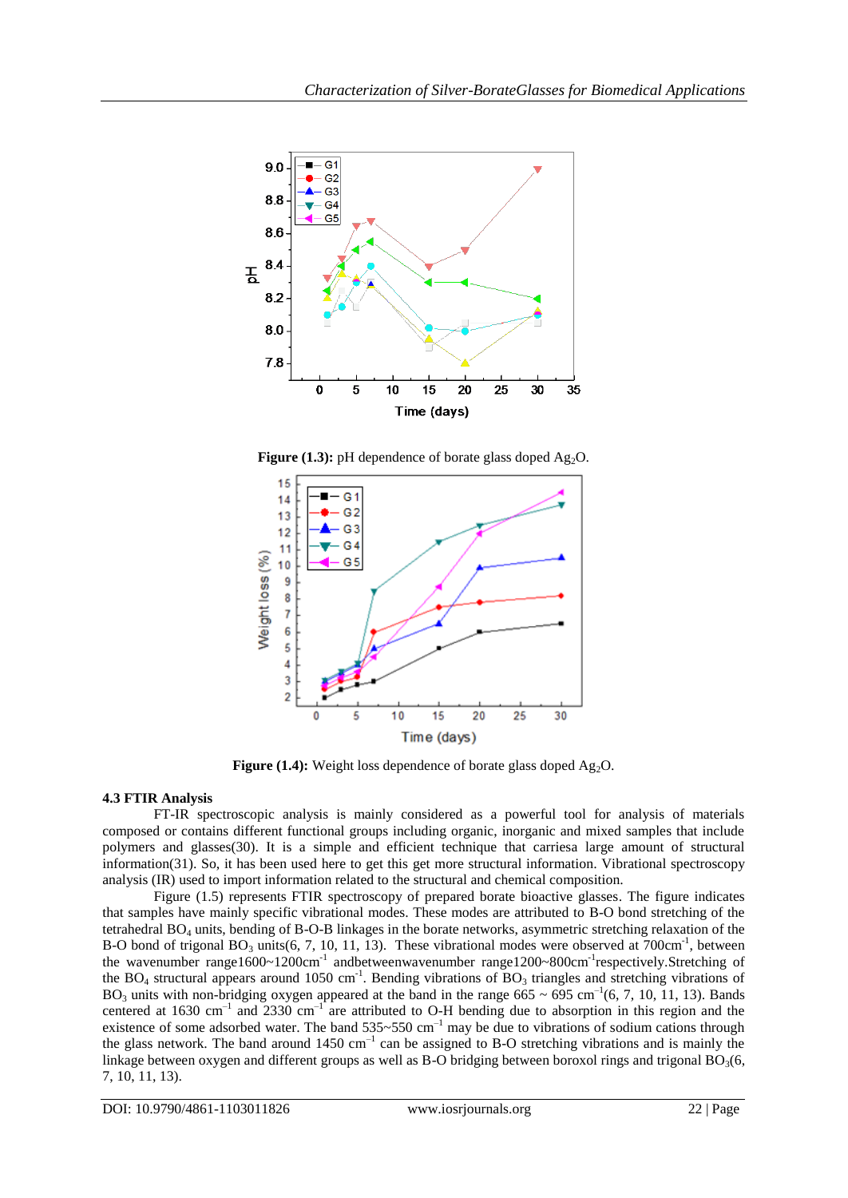**Figure (1.3):** pH dependence of borate glass doped $Ag_2O$.

**Figure (1.4):** Weight loss dependence of borate glass doped $Ag_2O$.

### 4.3 FTIR Analysis

FT-IR spectroscopic analysis is mainly considered as a powerful tool for analysis of materials composed or contains different functional groups including organic, inorganic and mixed samples that include polymers and glasses(30). It is a simple and efficient technique that carriesa large amount of structural information(31). So, it has been used here to get this get more structural information. Vibrational spectroscopy analysis (IR) used to import information related to the structural and chemical composition.

Figure (1.5) represents FTIR spectroscopy of prepared borate bioactive glasses. The figure indicates that samples have mainly specific vibrational modes. These modes are attributed to B-O bond stretching of the tetrahedral $BO_4$ units, bending of B-O-B linkages in the borate networks, asymmetric stretching relaxation of the B-O bond of trigonal $BO_3$ units(6, 7, 10, 11, 13). These vibrational modes were observed at 700cm$^{-1}$, between the wavenumber range1600~1200cm$^{-1}$ andbetweenwavenumber range1200~800cm$^{-1}$respectively.Stretching of the $BO_4$ structural appears around 1050 cm$^{-1}$. Bending vibrations of $BO_3$ triangles and stretching vibrations of $BO_3$ units with non-bridging oxygen appeared at the band in the range 665 ~ 695 cm$^{-1}$(6, 7, 10, 11, 13). Bands centered at 1630 cm$^{-1}$ and 2330 cm$^{-1}$ are attributed to O-H bending due to absorption in this region and the existence of some adsorbed water. The band 535~550 cm$^{-1}$ may be due to vibrations of sodium cations through the glass network. The band around 1450 cm$^{-1}$ can be assigned to B-O stretching vibrations and is mainly the linkage between oxygen and different groups as well as B-O bridging between boroxol rings and trigonal $BO_3$(6, 7, 10, 11, 13).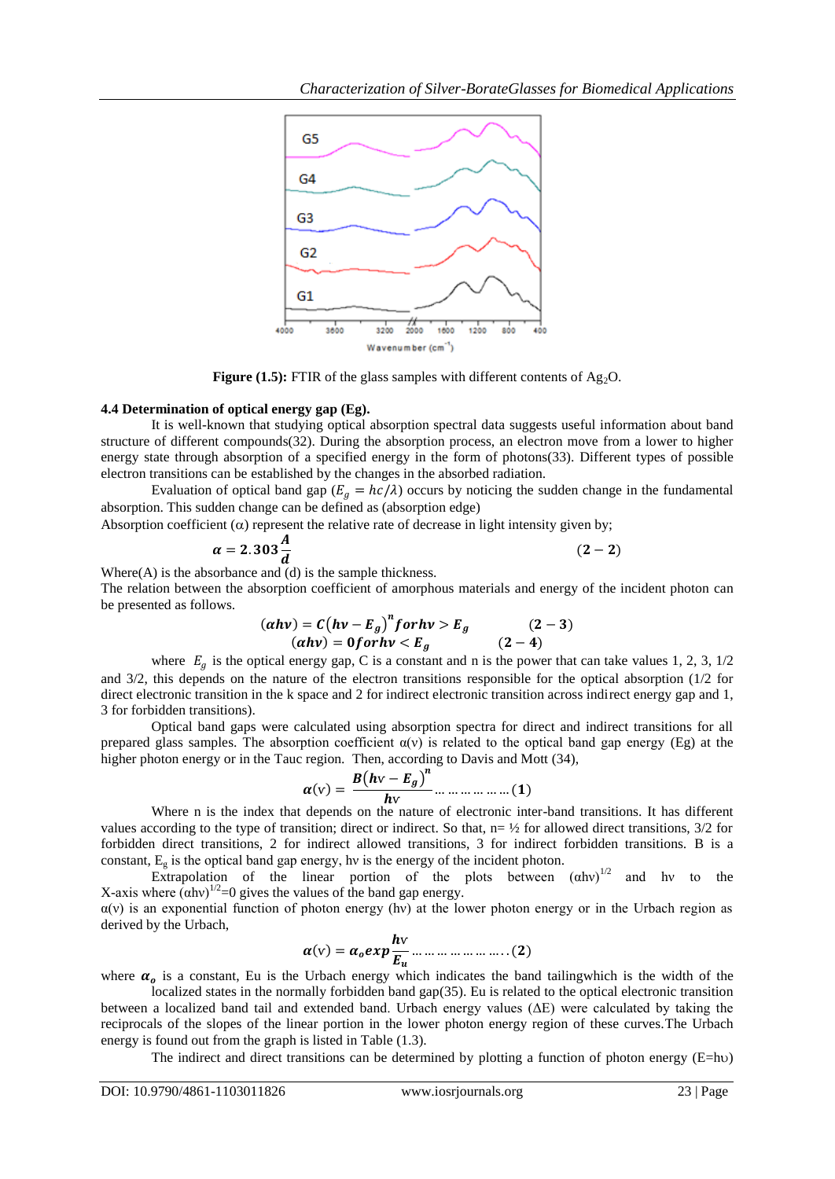**Figure (1.5):** FTIR of the glass samples with different contents of $Ag_2O$.

### 4.4 Determination of optical energy gap (Eg).

It is well-known that studying optical absorption spectral data suggests useful information about band structure of different compounds(32). During the absorption process, an electron move from a lower to higher energy state through absorption of a specified energy in the form of photons(33). Different types of possible electron transitions can be established by the changes in the absorbed radiation.

Evaluation of optical band gap ($E_g = hc/\lambda$) occurs by noticing the sudden change in the fundamental absorption. This sudden change can be defined as (absorption edge)

Absorption coefficient ($\alpha$) represent the relative rate of decrease in light intensity given by;

$$\alpha = 2.303\frac{A}{d} \qquad (2-2)$$

Where(A) is the absorbance and (d) is the sample thickness.

The relation between the absorption coefficient of amorphous materials and energy of the incident photon can be presented as follows.

$$(\alpha h\nu) = C\left(h\nu - E_g\right)^n for\, h\nu > E_g \qquad (2-3)$$

$$(\alpha h\nu) = 0\, for\, h\nu < E_g \qquad (2-4)$$

where $E_g$ is the optical energy gap, C is a constant and n is the power that can take values 1, 2, 3, 1/2 and 3/2, this depends on the nature of the electron transitions responsible for the optical absorption (1/2 for direct electronic transition in the k space and 2 for indirect electronic transition across indirect energy gap and 1, 3 for forbidden transitions).

Optical band gaps were calculated using absorption spectra for direct and indirect transitions for all prepared glass samples. The absorption coefficient $\alpha(\nu)$ is related to the optical band gap energy (Eg) at the higher photon energy or in the Tauc region. Then, according to Davis and Mott (34),

$$\alpha(\nu) = \frac{B\left(h\nu - E_g\right)^n}{h\nu} \ldots\ldots\ldots\ldots\ldots\ldots (1)$$

Where n is the index that depends on the nature of electronic inter-band transitions. It has different values according to the type of transition; direct or indirect. So that, n= ½ for allowed direct transitions, 3/2 for forbidden direct transitions, 2 for indirect allowed transitions, 3 for indirect forbidden transitions. B is a constant, $E_g$ is the optical band gap energy, hν is the energy of the incident photon.

Extrapolation of the linear portion of the plots between $(\alpha h\nu)^{1/2}$ and hν to the X-axis where $(\alpha h\nu)^{1/2}=0$ gives the values of the band gap energy.

$\alpha(\nu)$ is an exponential function of photon energy (hν) at the lower photon energy or in the Urbach region as derived by the Urbach,

$$\alpha(\nu) = \alpha_o exp\frac{h\nu}{E_u} \ldots\ldots\ldots\ldots\ldots\ldots (2)$$

where $\alpha_o$ is a constant, Eu is the Urbach energy which indicates the band tailingwhich is the width of the localized states in the normally forbidden band gap(35). Eu is related to the optical electronic transition between a localized band tail and extended band. Urbach energy values ($\Delta$E) were calculated by taking the reciprocals of the slopes of the linear portion in the lower photon energy region of these curves.The Urbach energy is found out from the graph is listed in Table (1.3).

The indirect and direct transitions can be determined by plotting a function of photon energy (E=hυ)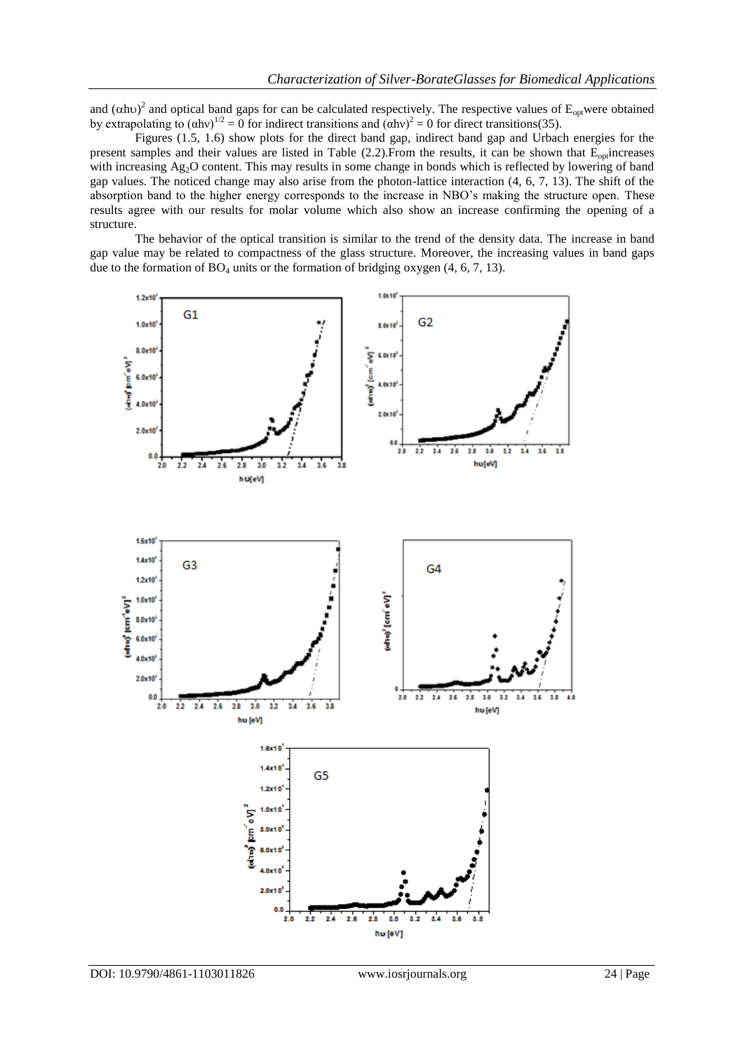and $(\alpha h\upsilon)^2$ and optical band gaps for can be calculated respectively. The respective values of $E_{opt}$were obtained by extrapolating to $(\alpha h\nu)^{1/2} = 0$ for indirect transitions and $(\alpha h\nu)^2 = 0$ for direct transitions(35).

Figures (1.5, 1.6) show plots for the direct band gap, indirect band gap and Urbach energies for the present samples and their values are listed in Table (2.2).From the results, it can be shown that $E_{opt}$increases with increasing $Ag_2O$ content. This may results in some change in bonds which is reflected by lowering of band gap values. The noticed change may also arise from the photon-lattice interaction (4, 6, 7, 13). The shift of the absorption band to the higher energy corresponds to the increase in NBO's making the structure open. These results agree with our results for molar volume which also show an increase confirming the opening of a structure.

The behavior of the optical transition is similar to the trend of the density data. The increase in band gap value may be related to compactness of the glass structure. Moreover, the increasing values in band gaps due to the formation of $BO_4$ units or the formation of bridging oxygen (4, 6, 7, 13).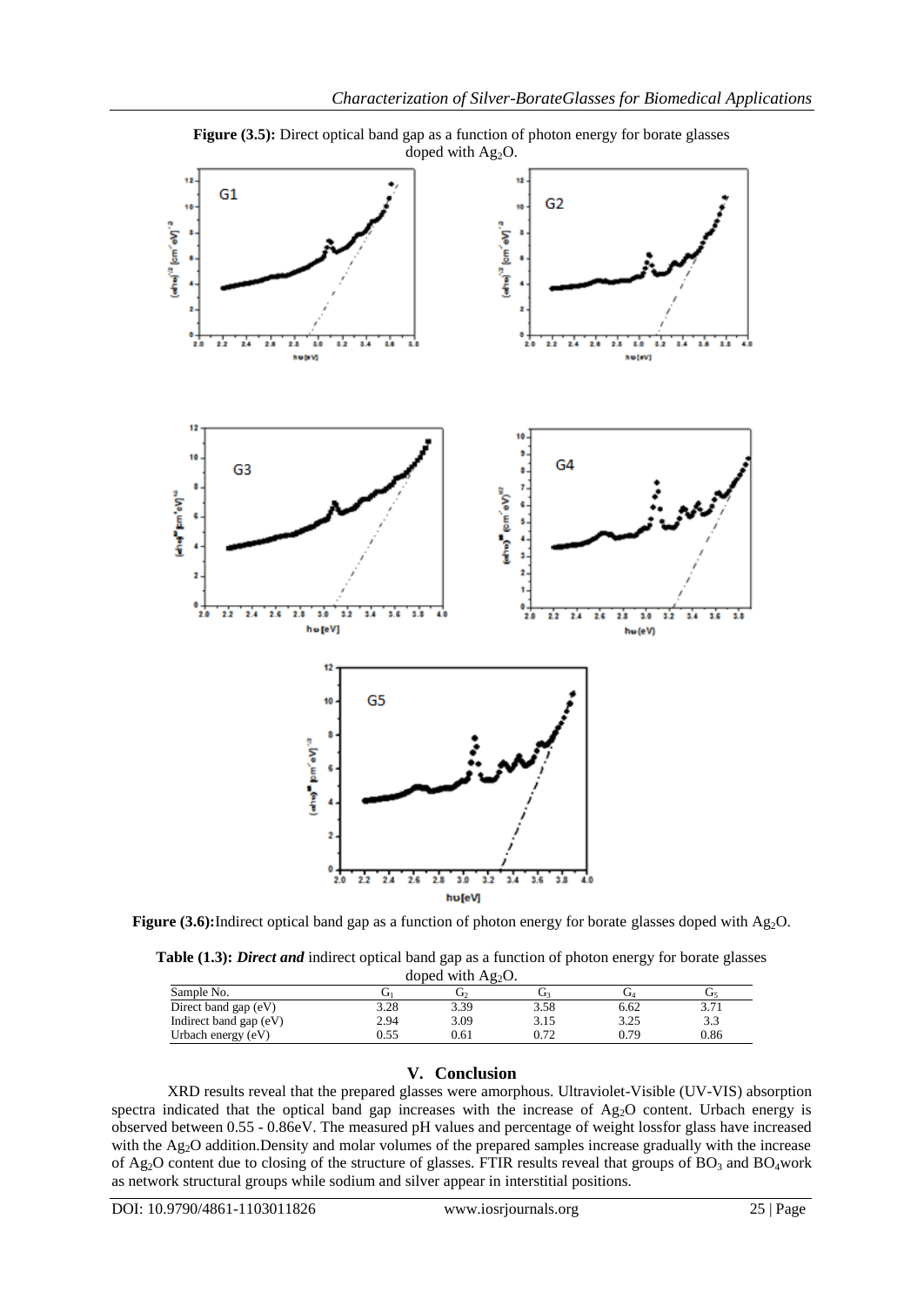**Figure (3.5):** Direct optical band gap as a function of photon energy for borate glasses doped with $Ag_2O$.

**Figure (3.6):** Indirect optical band gap as a function of photon energy for borate glasses doped with $Ag_2O$.

**Table (1.3):** ***Direct and*** indirect optical band gap as a function of photon energy for borate glasses doped with $Ag_2O$.

| Sample No. | $G_1$ | $G_2$ | $G_3$ | $G_4$ | $G_5$ |
|---|---|---|---|---|---|
| Direct band gap (eV) | 3.28 | 3.39 | 3.58 | 6.62 | 3.71 |
| Indirect band gap (eV) | 2.94 | 3.09 | 3.15 | 3.25 | 3.3 |
| Urbach energy (eV) | 0.55 | 0.61 | 0.72 | 0.79 | 0.86 |

## V. Conclusion

XRD results reveal that the prepared glasses were amorphous. Ultraviolet-Visible (UV-VIS) absorption spectra indicated that the optical band gap increases with the increase of $Ag_2O$ content. Urbach energy is observed between 0.55 - 0.86eV. The measured pH values and percentage of weight lossfor glass have increased with the $Ag_2O$ addition.Density and molar volumes of the prepared samples increase gradually with the increase of $Ag_2O$ content due to closing of the structure of glasses. FTIR results reveal that groups of $BO_3$ and $BO_4$work as network structural groups while sodium and silver appear in interstitial positions.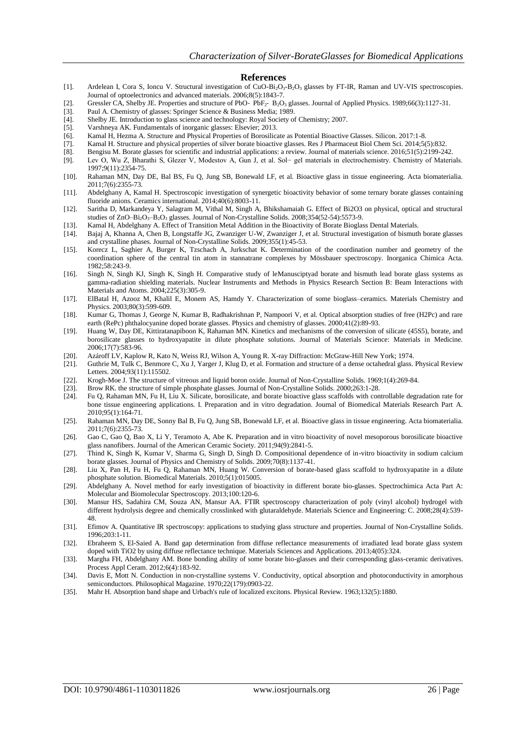## References

[1]. Ardelean I, Cora S, Ioncu V. Structural investigation of CuO-$Bi_2O_3$-$B_2O_3$ glasses by FT-IR, Raman and UV-VIS spectroscopies. Journal of optoelectronics and advanced materials. 2006;8(5):1843-7.

[2]. Gressler CA, Shelby JE. Properties and structure of PbO- $PbF_2$- $B_2O_3$ glasses. Journal of Applied Physics. 1989;66(3):1127-31.

[3]. Paul A. Chemistry of glasses: Springer Science & Business Media; 1989.

[4]. Shelby JE. Introduction to glass science and technology: Royal Society of Chemistry; 2007.

[5]. Varshneya AK. Fundamentals of inorganic glasses: Elsevier; 2013.

[6]. Kamal H, Hezma A. Structure and Physical Properties of Borosilicate as Potential Bioactive Glasses. Silicon. 2017:1-8.

[7]. Kamal H. Structure and physical properties of silver borate bioactive glasses. Res J Pharmaceut Biol Chem Sci. 2014;5(5):832.

[8]. Bengisu M. Borate glasses for scientific and industrial applications: a review. Journal of materials science. 2016;51(5):2199-242.

[9]. Lev O, Wu Z, Bharathi S, Glezer V, Modestov A, Gun J, et al. Sol− gel materials in electrochemistry. Chemistry of Materials. 1997;9(11):2354-75.

[10]. Rahaman MN, Day DE, Bal BS, Fu Q, Jung SB, Bonewald LF, et al. Bioactive glass in tissue engineering. Acta biomaterialia. 2011;7(6):2355-73.

[11]. Abdelghany A, Kamal H. Spectroscopic investigation of synergetic bioactivity behavior of some ternary borate glasses containing fluoride anions. Ceramics international. 2014;40(6):8003-11.

[12]. Saritha D, Markandeya Y, Salagram M, Vithal M, Singh A, Bhikshamaiah G. Effect of Bi2O3 on physical, optical and structural studies of ZnO–$Bi_2O_3$–$B_2O_3$ glasses. Journal of Non-Crystalline Solids. 2008;354(52-54):5573-9.

[13]. Kamal H, Abdelghany A. Effect of Transition Metal Addition in the Bioactivity of Borate Bioglass Dental Materials.

[14]. Bajaj A, Khanna A, Chen B, Longstaffe JG, Zwanziger U-W, Zwanziger J, et al. Structural investigation of bismuth borate glasses and crystalline phases. Journal of Non-Crystalline Solids. 2009;355(1):45-53.

[15]. Korecz L, Saghier A, Burger K, Tzschach A, Jurkschat K. Determination of the coordination number and geometry of the coordination sphere of the central tin atom in stannatrane complexes by Mössbauer spectroscopy. Inorganica Chimica Acta. 1982;58:243-9.

[16]. Singh N, Singh KJ, Singh K, Singh H. Comparative study of leManusciptyad borate and bismuth lead borate glass systems as gamma-radiation shielding materials. Nuclear Instruments and Methods in Physics Research Section B: Beam Interactions with Materials and Atoms. 2004;225(3):305-9.

[17]. ElBatal H, Azooz M, Khalil E, Monem AS, Hamdy Y. Characterization of some bioglass–ceramics. Materials Chemistry and Physics. 2003;80(3):599-609.

[18]. Kumar G, Thomas J, George N, Kumar B, Radhakrishnan P, Nampoori V, et al. Optical absorption studies of free (H2Pc) and rare earth (RePc) phthalocyanine doped borate glasses. Physics and chemistry of glasses. 2000;41(2):89-93.

[19]. Huang W, Day DE, Kittiratanapiboon K, Rahaman MN. Kinetics and mechanisms of the conversion of silicate (45S5), borate, and borosilicate glasses to hydroxyapatite in dilute phosphate solutions. Journal of Materials Science: Materials in Medicine. 2006;17(7):583-96.

[20]. Azároff LV, Kaplow R, Kato N, Weiss RJ, Wilson A, Young R. X-ray Diffraction: McGraw-Hill New York; 1974.

[21]. Guthrie M, Tulk C, Benmore C, Xu J, Yarger J, Klug D, et al. Formation and structure of a dense octahedral glass. Physical Review Letters. 2004;93(11):115502.

[22]. Krogh-Moe J. The structure of vitreous and liquid boron oxide. Journal of Non-Crystalline Solids. 1969;1(4):269-84.

[23]. Brow RK. the structure of simple phosphate glasses. Journal of Non-Crystalline Solids. 2000;263:1-28.

[24]. Fu Q, Rahaman MN, Fu H, Liu X. Silicate, borosilicate, and borate bioactive glass scaffolds with controllable degradation rate for bone tissue engineering applications. I. Preparation and in vitro degradation. Journal of Biomedical Materials Research Part A. 2010;95(1):164-71.

[25]. Rahaman MN, Day DE, Sonny Bal B, Fu Q, Jung SB, Bonewald LF, et al. Bioactive glass in tissue engineering. Acta biomaterialia. 2011;7(6):2355-73.

[26]. Gao C, Gao Q, Bao X, Li Y, Teramoto A, Abe K. Preparation and in vitro bioactivity of novel mesoporous borosilicate bioactive glass nanofibers. Journal of the American Ceramic Society. 2011;94(9):2841-5.

[27]. Thind K, Singh K, Kumar V, Sharma G, Singh D, Singh D. Compositional dependence of in-vitro bioactivity in sodium calcium borate glasses. Journal of Physics and Chemistry of Solids. 2009;70(8):1137-41.

[28]. Liu X, Pan H, Fu H, Fu Q, Rahaman MN, Huang W. Conversion of borate-based glass scaffold to hydroxyapatite in a dilute phosphate solution. Biomedical Materials. 2010;5(1):015005.

[29]. Abdelghany A. Novel method for early investigation of bioactivity in different borate bio-glasses. Spectrochimica Acta Part A: Molecular and Biomolecular Spectroscopy. 2013;100:120-6.

[30]. Mansur HS, Sadahira CM, Souza AN, Mansur AA. FTIR spectroscopy characterization of poly (vinyl alcohol) hydrogel with different hydrolysis degree and chemically crosslinked with glutaraldehyde. Materials Science and Engineering: C. 2008;28(4):539-48.

[31]. Efimov A. Quantitative IR spectroscopy: applications to studying glass structure and properties. Journal of Non-Crystalline Solids. 1996;203:1-11.

[32]. Ebraheem S, El-Saied A. Band gap determination from diffuse reflectance measurements of irradiated lead borate glass system doped with TiO2 by using diffuse reflectance technique. Materials Sciences and Applications. 2013;4(05):324.

[33]. Margha FH, Abdelghany AM. Bone bonding ability of some borate bio-glasses and their corresponding glass-ceramic derivatives. Process Appl Ceram. 2012;6(4):183-92.

[34]. Davis E, Mott N. Conduction in non-crystalline systems V. Conductivity, optical absorption and photoconductivity in amorphous semiconductors. Philosophical Magazine. 1970;22(179):0903-22.

[35]. Mahr H. Absorption band shape and Urbach's rule of localized excitons. Physical Review. 1963;132(5):1880.